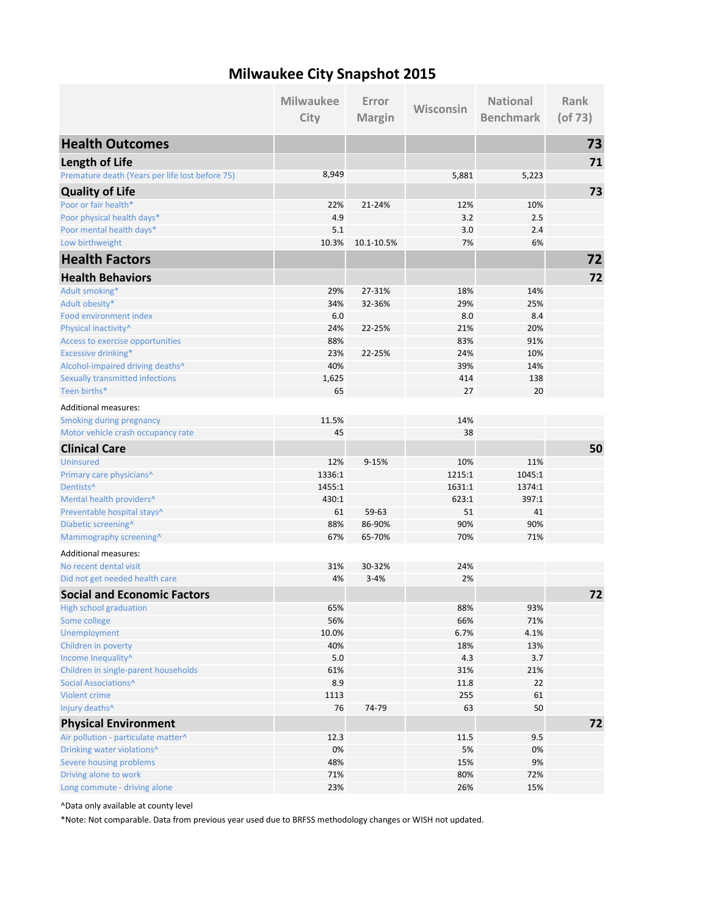# Milwaukee City Snapshot 2015

| | Milwaukee City | Error Margin | Wisconsin | National Benchmark | Rank (of 73) |
|---|---|---|---|---|---|
| **Health Outcomes** | | | | | **73** |
| **Length of Life** | | | | | **71** |
| Premature death (Years per life lost before 75) | 8,949 | | 5,881 | 5,223 | |
| **Quality of Life** | | | | | **73** |
| Poor or fair health* | 22% | 21-24% | 12% | 10% | |
| Poor physical health days* | 4.9 | | 3.2 | 2.5 | |
| Poor mental health days* | 5.1 | | 3.0 | 2.4 | |
| Low birthweight | 10.3% | 10.1-10.5% | 7% | 6% | |
| **Health Factors** | | | | | **72** |
| **Health Behaviors** | | | | | **72** |
| Adult smoking* | 29% | 27-31% | 18% | 14% | |
| Adult obesity* | 34% | 32-36% | 29% | 25% | |
| Food environment index | 6.0 | | 8.0 | 8.4 | |
| Physical inactivity^ | 24% | 22-25% | 21% | 20% | |
| Access to exercise opportunities | 88% | | 83% | 91% | |
| Excessive drinking* | 23% | 22-25% | 24% | 10% | |
| Alcohol-impaired driving deaths^ | 40% | | 39% | 14% | |
| Sexually transmitted infections | 1,625 | | 414 | 138 | |
| Teen births* | 65 | | 27 | 20 | |
| Additional measures: | | | | | |
| Smoking during pregnancy | 11.5% | | 14% | | |
| Motor vehicle crash occupancy rate | 45 | | 38 | | |
| **Clinical Care** | | | | | **50** |
| Uninsured | 12% | 9-15% | 10% | 11% | |
| Primary care physicians^ | 1336:1 | | 1215:1 | 1045:1 | |
| Dentists^ | 1455:1 | | 1631:1 | 1374:1 | |
| Mental health providers^ | 430:1 | | 623:1 | 397:1 | |
| Preventable hospital stays^ | 61 | 59-63 | 51 | 41 | |
| Diabetic screening^ | 88% | 86-90% | 90% | 90% | |
| Mammography screening^ | 67% | 65-70% | 70% | 71% | |
| Additional measures: | | | | | |
| No recent dental visit | 31% | 30-32% | 24% | | |
| Did not get needed health care | 4% | 3-4% | 2% | | |
| **Social and Economic Factors** | | | | | **72** |
| High school graduation | 65% | | 88% | 93% | |
| Some college | 56% | | 66% | 71% | |
| Unemployment | 10.0% | | 6.7% | 4.1% | |
| Children in poverty | 40% | | 18% | 13% | |
| Income Inequality^ | 5.0 | | 4.3 | 3.7 | |
| Children in single-parent households | 61% | | 31% | 21% | |
| Social Associations^ | 8.9 | | 11.8 | 22 | |
| Violent crime | 1113 | | 255 | 61 | |
| Injury deaths^ | 76 | 74-79 | 63 | 50 | |
| **Physical Environment** | | | | | **72** |
| Air pollution - particulate matter^ | 12.3 | | 11.5 | 9.5 | |
| Drinking water violations^ | 0% | | 5% | 0% | |
| Severe housing problems | 48% | | 15% | 9% | |
| Driving alone to work | 71% | | 80% | 72% | |
| Long commute - driving alone | 23% | | 26% | 15% | |

^Data only available at county level

*Note: Not comparable. Data from previous year used due to BRFSS methodology changes or WISH not updated.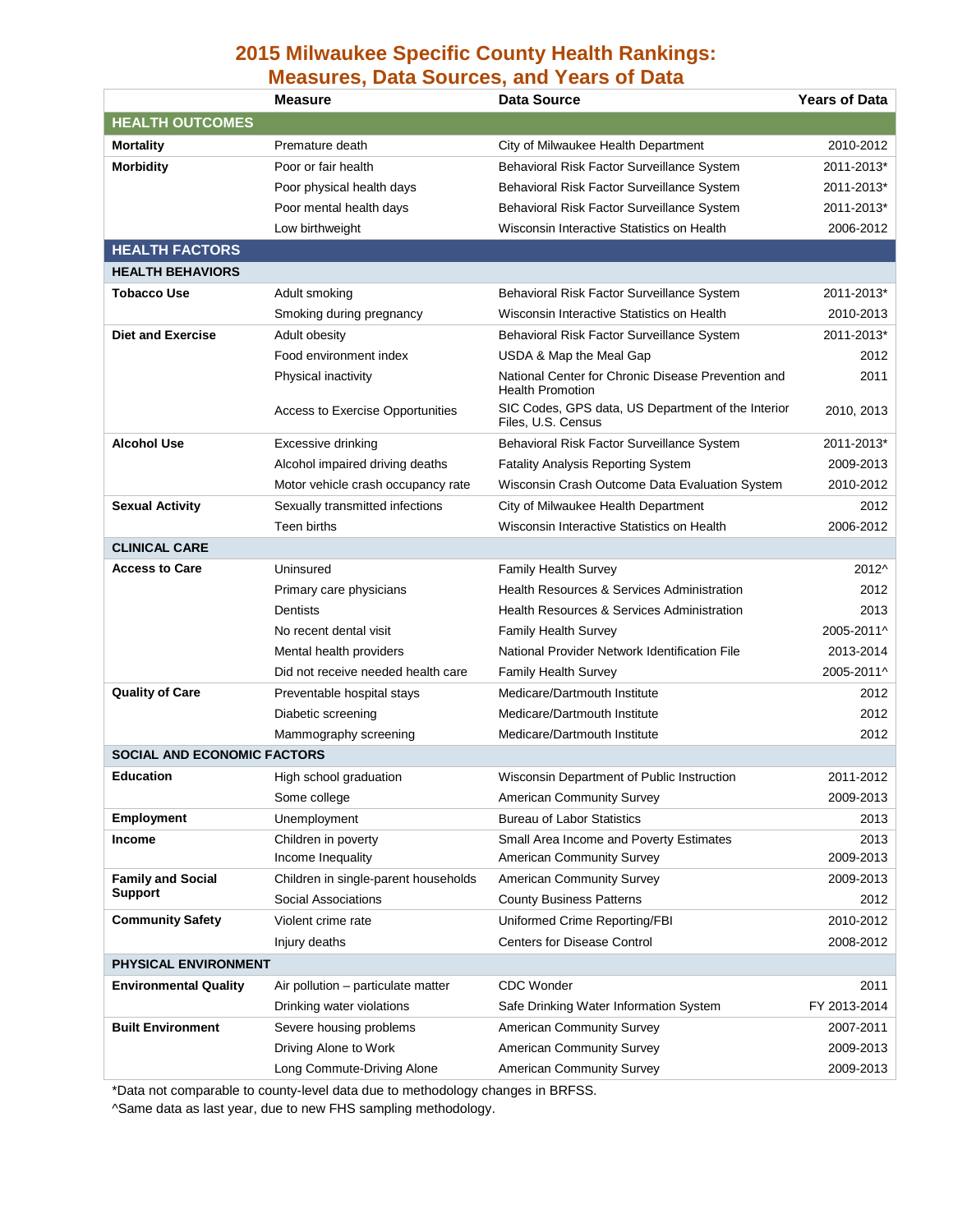# 2015 Milwaukee Specific County Health Rankings: Measures, Data Sources, and Years of Data

| | Measure | Data Source | Years of Data |
|---|---|---|---|
| **HEALTH OUTCOMES** | | | |
| **Mortality** | Premature death | City of Milwaukee Health Department | 2010-2012 |
| **Morbidity** | Poor or fair health | Behavioral Risk Factor Surveillance System | 2011-2013* |
| | Poor physical health days | Behavioral Risk Factor Surveillance System | 2011-2013* |
| | Poor mental health days | Behavioral Risk Factor Surveillance System | 2011-2013* |
| | Low birthweight | Wisconsin Interactive Statistics on Health | 2006-2012 |
| **HEALTH FACTORS** | | | |
| **HEALTH BEHAVIORS** | | | |
| **Tobacco Use** | Adult smoking | Behavioral Risk Factor Surveillance System | 2011-2013* |
| | Smoking during pregnancy | Wisconsin Interactive Statistics on Health | 2010-2013 |
| **Diet and Exercise** | Adult obesity | Behavioral Risk Factor Surveillance System | 2011-2013* |
| | Food environment index | USDA & Map the Meal Gap | 2012 |
| | Physical inactivity | National Center for Chronic Disease Prevention and Health Promotion | 2011 |
| | Access to Exercise Opportunities | SIC Codes, GPS data, US Department of the Interior Files, U.S. Census | 2010, 2013 |
| **Alcohol Use** | Excessive drinking | Behavioral Risk Factor Surveillance System | 2011-2013* |
| | Alcohol impaired driving deaths | Fatality Analysis Reporting System | 2009-2013 |
| | Motor vehicle crash occupancy rate | Wisconsin Crash Outcome Data Evaluation System | 2010-2012 |
| **Sexual Activity** | Sexually transmitted infections | City of Milwaukee Health Department | 2012 |
| | Teen births | Wisconsin Interactive Statistics on Health | 2006-2012 |
| **CLINICAL CARE** | | | |
| **Access to Care** | Uninsured | Family Health Survey | 2012^ |
| | Primary care physicians | Health Resources & Services Administration | 2012 |
| | Dentists | Health Resources & Services Administration | 2013 |
| | No recent dental visit | Family Health Survey | 2005-2011^ |
| | Mental health providers | National Provider Network Identification File | 2013-2014 |
| | Did not receive needed health care | Family Health Survey | 2005-2011^ |
| **Quality of Care** | Preventable hospital stays | Medicare/Dartmouth Institute | 2012 |
| | Diabetic screening | Medicare/Dartmouth Institute | 2012 |
| | Mammography screening | Medicare/Dartmouth Institute | 2012 |
| **SOCIAL AND ECONOMIC FACTORS** | | | |
| **Education** | High school graduation | Wisconsin Department of Public Instruction | 2011-2012 |
| | Some college | American Community Survey | 2009-2013 |
| **Employment** | Unemployment | Bureau of Labor Statistics | 2013 |
| **Income** | Children in poverty | Small Area Income and Poverty Estimates | 2013 |
| | Income Inequality | American Community Survey | 2009-2013 |
| **Family and Social Support** | Children in single-parent households | American Community Survey | 2009-2013 |
| | Social Associations | County Business Patterns | 2012 |
| **Community Safety** | Violent crime rate | Uniformed Crime Reporting/FBI | 2010-2012 |
| | Injury deaths | Centers for Disease Control | 2008-2012 |
| **PHYSICAL ENVIRONMENT** | | | |
| **Environmental Quality** | Air pollution – particulate matter | CDC Wonder | 2011 |
| | Drinking water violations | Safe Drinking Water Information System | FY 2013-2014 |
| **Built Environment** | Severe housing problems | American Community Survey | 2007-2011 |
| | Driving Alone to Work | American Community Survey | 2009-2013 |
| | Long Commute-Driving Alone | American Community Survey | 2009-2013 |

*Data not comparable to county-level data due to methodology changes in BRFSS.

^Same data as last year, due to new FHS sampling methodology.